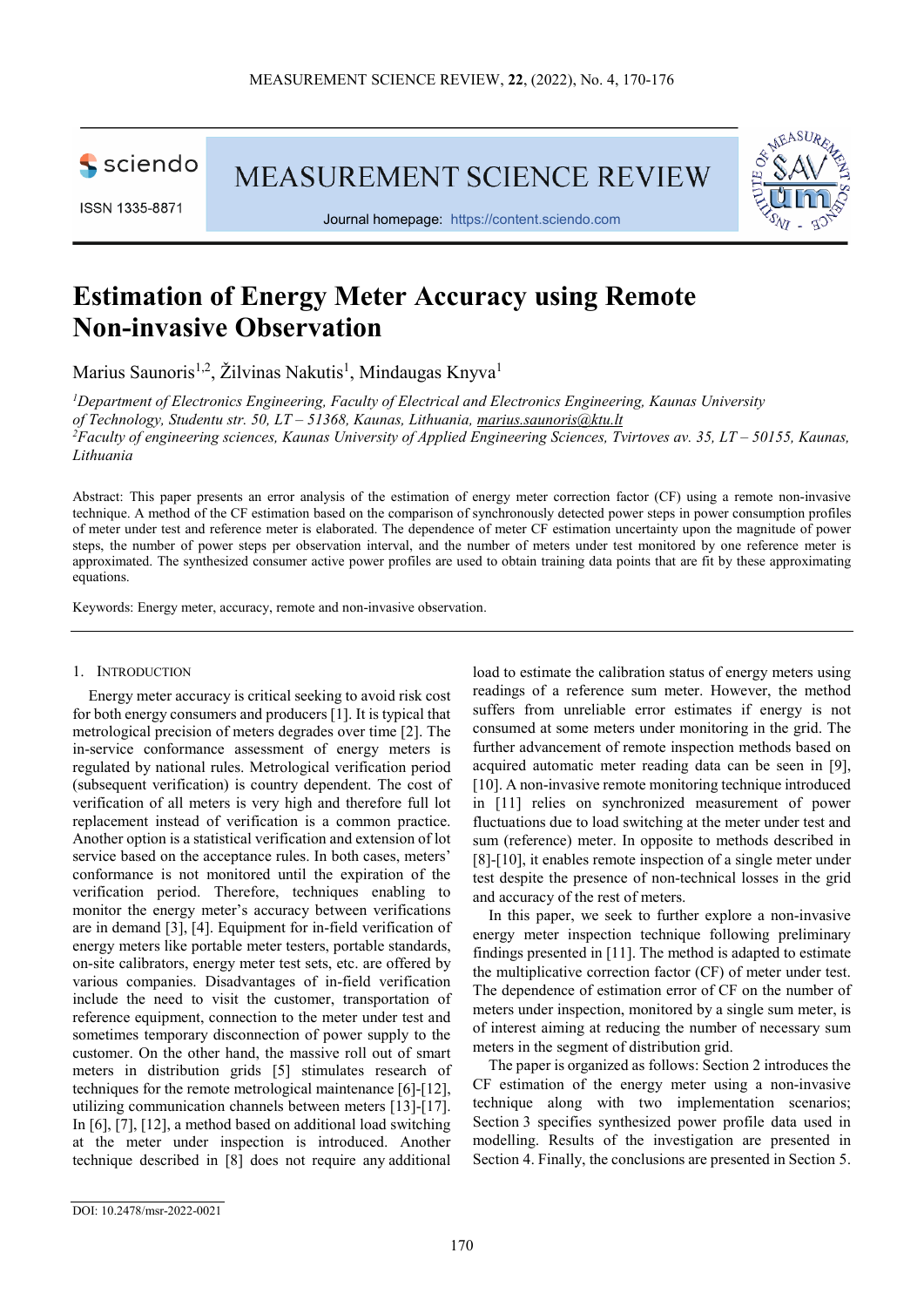# Estimation of Energy Meter Accuracy using Remote Non-invasive Observation

Marius Saunoris[1,2], Žilvinas Nakutis[1], Mindaugas Knyva[1]

[1]*Department of Electronics Engineering, Faculty of Electrical and Electronics Engineering, Kaunas University of Technology, Studentu str. 50, LT – 51368, Kaunas, Lithuania, marius.saunoris@ktu.lt*
[2]*Faculty of engineering sciences, Kaunas University of Applied Engineering Sciences, Tvirtoves av. 35, LT – 50155, Kaunas, Lithuania*

Abstract: This paper presents an error analysis of the estimation of energy meter correction factor (CF) using a remote non-invasive technique. A method of the CF estimation based on the comparison of synchronously detected power steps in power consumption profiles of meter under test and reference meter is elaborated. The dependence of meter CF estimation uncertainty upon the magnitude of power steps, the number of power steps per observation interval, and the number of meters under test monitored by one reference meter is approximated. The synthesized consumer active power profiles are used to obtain training data points that are fit by these approximating equations.

Keywords: Energy meter, accuracy, remote and non-invasive observation.

## 1. Introduction

Energy meter accuracy is critical seeking to avoid risk cost for both energy consumers and producers [1]. It is typical that metrological precision of meters degrades over time [2]. The in-service conformance assessment of energy meters is regulated by national rules. Metrological verification period (subsequent verification) is country dependent. The cost of verification of all meters is very high and therefore full lot replacement instead of verification is a common practice. Another option is a statistical verification and extension of lot service based on the acceptance rules. In both cases, meters' conformance is not monitored until the expiration of the verification period. Therefore, techniques enabling to monitor the energy meter's accuracy between verifications are in demand [3], [4]. Equipment for in-field verification of energy meters like portable meter testers, portable standards, on-site calibrators, energy meter test sets, etc. are offered by various companies. Disadvantages of in-field verification include the need to visit the customer, transportation of reference equipment, connection to the meter under test and sometimes temporary disconnection of power supply to the customer. On the other hand, the massive roll out of smart meters in distribution grids [5] stimulates research of techniques for the remote metrological maintenance [6]-[12], utilizing communication channels between meters [13]-[17]. In [6], [7], [12], a method based on additional load switching at the meter under inspection is introduced. Another technique described in [8] does not require any additional load to estimate the calibration status of energy meters using readings of a reference sum meter. However, the method suffers from unreliable error estimates if energy is not consumed at some meters under monitoring in the grid. The further advancement of remote inspection methods based on acquired automatic meter reading data can be seen in [9], [10]. A non-invasive remote monitoring technique introduced in [11] relies on synchronized measurement of power fluctuations due to load switching at the meter under test and sum (reference) meter. In opposite to methods described in [8]-[10], it enables remote inspection of a single meter under test despite the presence of non-technical losses in the grid and accuracy of the rest of meters.

In this paper, we seek to further explore a non-invasive energy meter inspection technique following preliminary findings presented in [11]. The method is adapted to estimate the multiplicative correction factor (CF) of meter under test. The dependence of estimation error of CF on the number of meters under inspection, monitored by a single sum meter, is of interest aiming at reducing the number of necessary sum meters in the segment of distribution grid.

The paper is organized as follows: Section 2 introduces the CF estimation of the energy meter using a non-invasive technique along with two implementation scenarios; Section 3 specifies synthesized power profile data used in modelling. Results of the investigation are presented in Section 4. Finally, the conclusions are presented in Section 5.

DOI: 10.2478/msr-2022-0021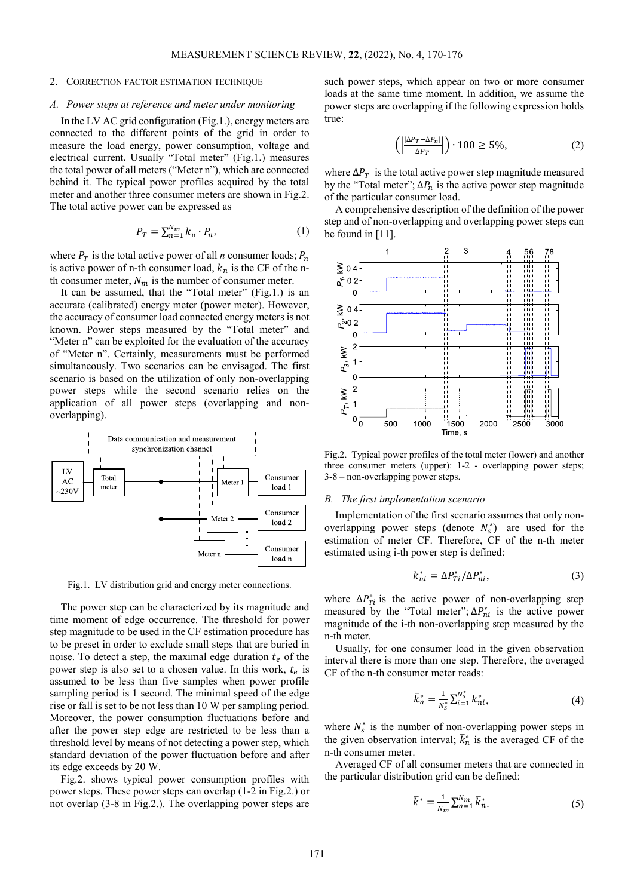## 2. Correction factor estimation technique

### A. Power steps at reference and meter under monitoring

In the LV AC grid configuration (Fig.1.), energy meters are connected to the different points of the grid in order to measure the load energy, power consumption, voltage and electrical current. Usually "Total meter" (Fig.1.) measures the total power of all meters ("Meter n"), which are connected behind it. The typical power profiles acquired by the total meter and another three consumer meters are shown in Fig.2. The total active power can be expressed as

$$P_T = \sum_{n=1}^{N_m} k_n \cdot P_n, \tag{1}$$

where $P_T$ is the total active power of all $n$ consumer loads; $P_n$ is active power of n-th consumer load, $k_n$ is the CF of the n-th consumer meter, $N_m$ is the number of consumer meter.

It can be assumed, that the "Total meter" (Fig.1.) is an accurate (calibrated) energy meter (power meter). However, the accuracy of consumer load connected energy meters is not known. Power steps measured by the "Total meter" and "Meter n" can be exploited for the evaluation of the accuracy of "Meter n". Certainly, measurements must be performed simultaneously. Two scenarios can be envisaged. The first scenario is based on the utilization of only non-overlapping power steps while the second scenario relies on the application of all power steps (overlapping and non-overlapping).

Fig.1. LV distribution grid and energy meter connections.

The power step can be characterized by its magnitude and time moment of edge occurrence. The threshold for power step magnitude to be used in the CF estimation procedure has to be preset in order to exclude small steps that are buried in noise. To detect a step, the maximal edge duration $t_e$ of the power step is also set to a chosen value. In this work, $t_e$ is assumed to be less than five samples when power profile sampling period is 1 second. The minimal speed of the edge rise or fall is set to be not less than 10 W per sampling period. Moreover, the power consumption fluctuations before and after the power step edge are restricted to be less than a threshold level by means of not detecting a power step, which standard deviation of the power fluctuation before and after its edge exceeds by 20 W.

Fig.2. shows typical power consumption profiles with power steps. These power steps can overlap (1-2 in Fig.2.) or not overlap (3-8 in Fig.2.). The overlapping power steps are such power steps, which appear on two or more consumer loads at the same time moment. In addition, we assume the power steps are overlapping if the following expression holds true:

$$\left(\left|\frac{\Delta P_T - \Delta P_n}{\Delta P_T}\right|\right) \cdot 100 \geq 5\%, \tag{2}$$

where $\Delta P_T$ is the total active power step magnitude measured by the "Total meter"; $\Delta P_n$ is the active power step magnitude of the particular consumer load.

A comprehensive description of the definition of the power step and of non-overlapping and overlapping power steps can be found in [11].

Fig.2. Typical power profiles of the total meter (lower) and another three consumer meters (upper): 1-2 - overlapping power steps; 3-8 – non-overlapping power steps.

### B. The first implementation scenario

Implementation of the first scenario assumes that only non-overlapping power steps (denote $N_s^*$) are used for the estimation of meter CF. Therefore, CF of the n-th meter estimated using i-th power step is defined:

$$k_{ni}^* = \Delta P_{Ti}^* / \Delta P_{ni}^*, \tag{3}$$

where $\Delta P_{Ti}^*$ is the active power of non-overlapping step measured by the "Total meter"; $\Delta P_{ni}^*$ is the active power magnitude of the i-th non-overlapping step measured by the n-th meter.

Usually, for one consumer load in the given observation interval there is more than one step. Therefore, the averaged CF of the n-th consumer meter reads:

$$\bar{k}_n^* = \frac{1}{N_s^*} \sum_{i=1}^{N_s^*} k_{ni}^*, \tag{4}$$

where $N_s^*$ is the number of non-overlapping power steps in the given observation interval; $\bar{k}_n^*$ is the averaged CF of the n-th consumer meter.

Averaged CF of all consumer meters that are connected in the particular distribution grid can be defined:

$$\bar{k}^* = \frac{1}{N_m} \sum_{n=1}^{N_m} \bar{k}_n^*. \tag{5}$$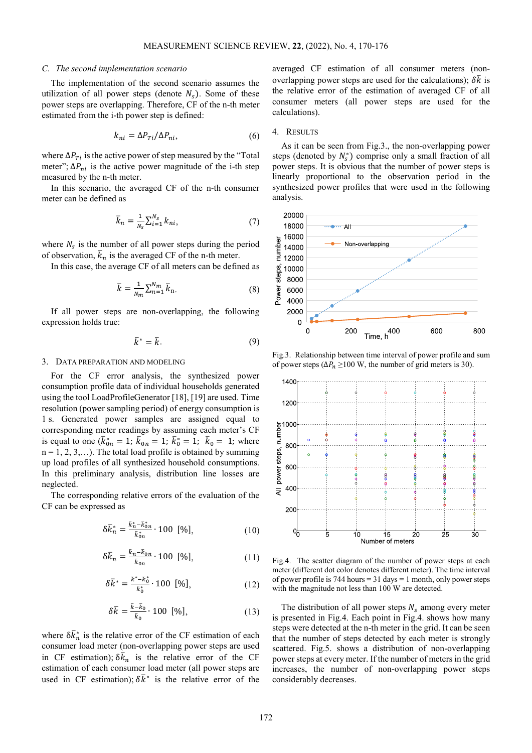### C. *The second implementation scenario*

The implementation of the second scenario assumes the utilization of all power steps (denote $N_s$). Some of these power steps are overlapping. Therefore, CF of the n-th meter estimated from the i-th power step is defined:

$$k_{ni} = \Delta P_{Ti} / \Delta P_{ni}, \tag{6}$$

where $\Delta P_{Ti}$ is the active power of step measured by the "Total meter"; $\Delta P_{ni}$ is the active power magnitude of the i-th step measured by the n-th meter.

In this scenario, the averaged CF of the n-th consumer meter can be defined as

$$\bar{k}_n = \frac{1}{N_s} \sum_{i=1}^{N_s} k_{ni}, \tag{7}$$

where $N_s$ is the number of all power steps during the period of observation, $\bar{k}_n$ is the averaged CF of the n-th meter.

In this case, the average CF of all meters can be defined as

$$\bar{k} = \frac{1}{N_m} \sum_{n=1}^{N_m} \bar{k}_n. \tag{8}$$

If all power steps are non-overlapping, the following expression holds true:

$$\bar{k}^* = \bar{k}. \tag{9}$$

## 3. Data preparation and modeling

For the CF error analysis, the synthesized power consumption profile data of individual households generated using the tool LoadProfileGenerator [18], [19] are used. Time resolution (power sampling period) of energy consumption is 1 s. Generated power samples are assigned equal to corresponding meter readings by assuming each meter's CF is equal to one ($\bar{k}_{0n}^* = 1$; $\bar{k}_{0n} = 1$; $\bar{k}_0^* = 1$; $\bar{k}_0 = 1$; where n = 1, 2, 3,…). The total load profile is obtained by summing up load profiles of all synthesized household consumptions. In this preliminary analysis, distribution line losses are neglected.

The corresponding relative errors of the evaluation of the CF can be expressed as

$$\delta \bar{k}_n^* = \frac{\bar{k}_n^* - \bar{k}_{0n}^*}{\bar{k}_{0n}^*} \cdot 100 \ [\%], \tag{10}$$

$$\delta \bar{k}_n = \frac{\bar{k}_n - \bar{k}_{0n}}{\bar{k}_{0n}} \cdot 100 \ [\%], \tag{11}$$

$$\delta \bar{k}^* = \frac{\bar{k}^* - \bar{k}_0^*}{\bar{k}_0^*} \cdot 100 \ [\%], \tag{12}$$

$$\delta \bar{k} = \frac{\bar{k} - \bar{k}_0}{\bar{k}_0} \cdot 100 \ [\%], \tag{13}$$

where $\delta \bar{k}_n^*$ is the relative error of the CF estimation of each consumer load meter (non-overlapping power steps are used in CF estimation); $\delta \bar{k}_n$ is the relative error of the CF estimation of each consumer load meter (all power steps are used in CF estimation); $\delta \bar{k}^*$ is the relative error of the averaged CF estimation of all consumer meters (non-overlapping power steps are used for the calculations); $\delta \bar{k}$ is the relative error of the estimation of averaged CF of all consumer meters (all power steps are used for the calculations).

## 4. Results

As it can be seen from Fig.3., the non-overlapping power steps (denoted by $N_s^*$) comprise only a small fraction of all power steps. It is obvious that the number of power steps is linearly proportional to the observation period in the synthesized power profiles that were used in the following analysis.

Fig.3. Relationship between time interval of power profile and sum of power steps ($\Delta P_n \geq$100 W, the number of grid meters is 30).

Fig.4. The scatter diagram of the number of power steps at each meter (different dot color denotes different meter). The time interval of power profile is 744 hours = 31 days = 1 month, only power steps with the magnitude not less than 100 W are detected.

The distribution of all power steps $N_s$ among every meter is presented in Fig.4. Each point in Fig.4. shows how many steps were detected at the n-th meter in the grid. It can be seen that the number of steps detected by each meter is strongly scattered. Fig.5. shows a distribution of non-overlapping power steps at every meter. If the number of meters in the grid increases, the number of non-overlapping power steps considerably decreases.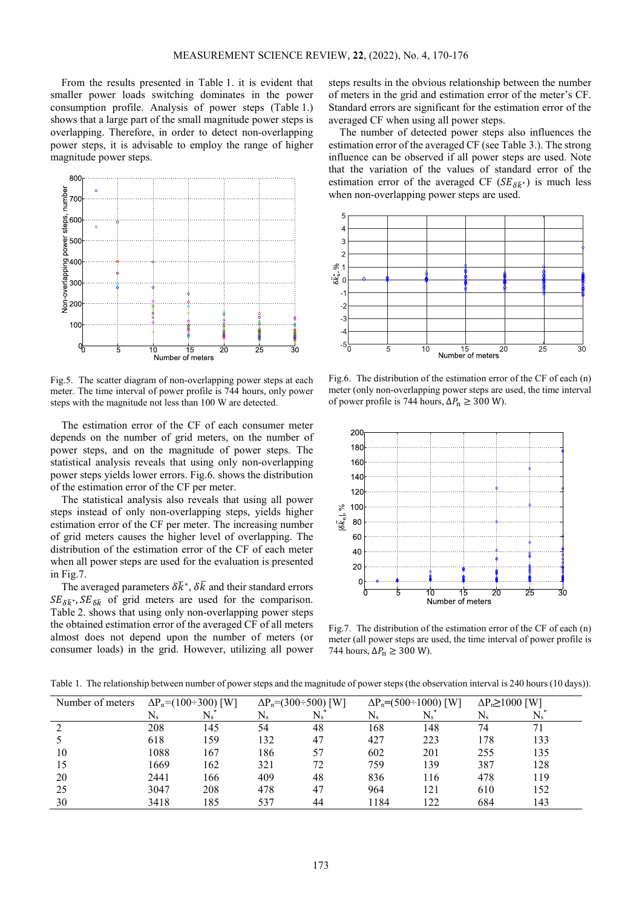From the results presented in Table 1. it is evident that smaller power loads switching dominates in the power consumption profile. Analysis of power steps (Table 1.) shows that a large part of the small magnitude power steps is overlapping. Therefore, in order to detect non-overlapping power steps, it is advisable to employ the range of higher magnitude power steps.

Fig.5. The scatter diagram of non-overlapping power steps at each meter. The time interval of power profile is 744 hours, only power steps with the magnitude not less than 100 W are detected.

The estimation error of the CF of each consumer meter depends on the number of grid meters, on the number of power steps, and on the magnitude of power steps. The statistical analysis reveals that using only non-overlapping power steps yields lower errors. Fig.6. shows the distribution of the estimation error of the CF per meter.

The statistical analysis also reveals that using all power steps instead of only non-overlapping steps, yields higher estimation error of the CF per meter. The increasing number of grid meters causes the higher level of overlapping. The distribution of the estimation error of the CF of each meter when all power steps are used for the evaluation is presented in Fig.7.

The averaged parameters $\delta\bar{k}^*$, $\delta\bar{k}$ and their standard errors $SE_{\delta\bar{k}^*}, SE_{\delta\bar{k}}$ of grid meters are used for the comparison. Table 2. shows that using only non-overlapping power steps the obtained estimation error of the averaged CF of all meters almost does not depend upon the number of meters (or consumer loads) in the grid. However, utilizing all power steps results in the obvious relationship between the number of meters in the grid and estimation error of the meter's CF. Standard errors are significant for the estimation error of the averaged CF when using all power steps.

The number of detected power steps also influences the estimation error of the averaged CF (see Table 3.). The strong influence can be observed if all power steps are used. Note that the variation of the values of standard error of the estimation error of the averaged CF ($SE_{\delta\bar{k}^*}$) is much less when non-overlapping power steps are used.

Fig.6. The distribution of the estimation error of the CF of each (n) meter (only non-overlapping power steps are used, the time interval of power profile is 744 hours, $\Delta P_n \geq 300$ W).

Fig.7. The distribution of the estimation error of the CF of each (n) meter (all power steps are used, the time interval of power profile is 744 hours, $\Delta P_n \geq 300$ W).

Table 1. The relationship between number of power steps and the magnitude of power steps (the observation interval is 240 hours (10 days)).

| Number of meters | $\Delta P_n$=(100÷300) [W] | | $\Delta P_n$=(300÷500) [W] | | $\Delta P_n$=(500÷1000) [W] | | $\Delta P_n \geq$1000 [W] | |
|---|---|---|---|---|---|---|---|---|
| | $N_s$ | $N_s^*$ | $N_s$ | $N_s^*$ | $N_s$ | $N_s^*$ | $N_s$ | $N_s^*$ |
| 2 | 208 | 145 | 54 | 48 | 168 | 148 | 74 | 71 |
| 5 | 618 | 159 | 132 | 47 | 427 | 223 | 178 | 133 |
| 10 | 1088 | 167 | 186 | 57 | 602 | 201 | 255 | 135 |
| 15 | 1669 | 162 | 321 | 72 | 759 | 139 | 387 | 128 |
| 20 | 2441 | 166 | 409 | 48 | 836 | 116 | 478 | 119 |
| 25 | 3047 | 208 | 478 | 47 | 964 | 121 | 610 | 152 |
| 30 | 3418 | 185 | 537 | 44 | 1184 | 122 | 684 | 143 |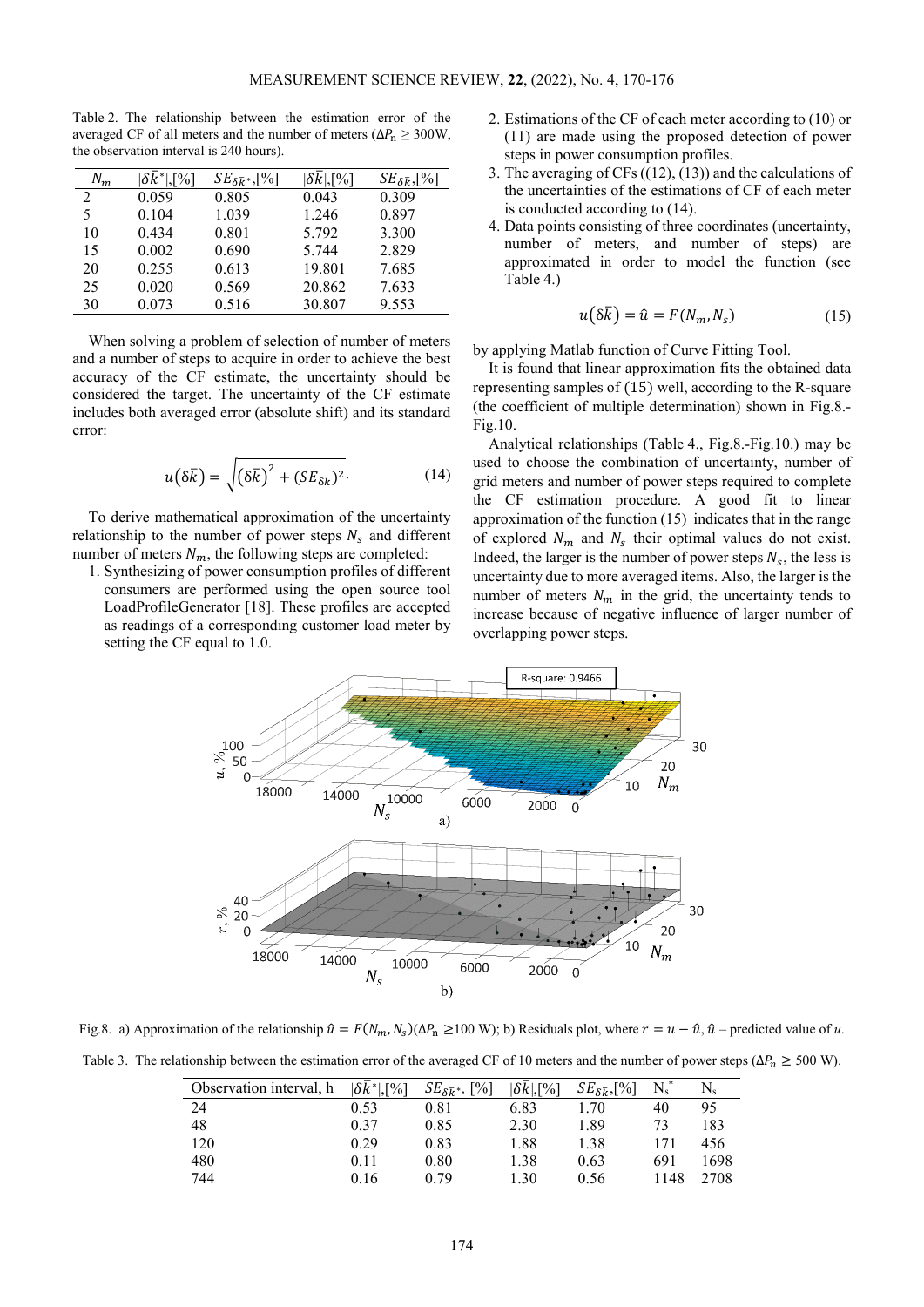Table 2. The relationship between the estimation error of the averaged CF of all meters and the number of meters ($\Delta P_n \geq 300$W, the observation interval is 240 hours).

| $N_m$ | $\lvert\delta\bar{k}^*\rvert$,[%] | $SE_{\delta\bar{k}^*}$,[%] | $\lvert\delta\bar{k}\rvert$,[%] | $SE_{\delta\bar{k}}$,[%] |
|---|---|---|---|---|
| 2 | 0.059 | 0.805 | 0.043 | 0.309 |
| 5 | 0.104 | 1.039 | 1.246 | 0.897 |
| 10 | 0.434 | 0.801 | 5.792 | 3.300 |
| 15 | 0.002 | 0.690 | 5.744 | 2.829 |
| 20 | 0.255 | 0.613 | 19.801 | 7.685 |
| 25 | 0.020 | 0.569 | 20.862 | 7.633 |
| 30 | 0.073 | 0.516 | 30.807 | 9.553 |

When solving a problem of selection of number of meters and a number of steps to acquire in order to achieve the best accuracy of the CF estimate, the uncertainty should be considered the target. The uncertainty of the CF estimate includes both averaged error (absolute shift) and its standard error:

$$u(\delta\bar{k}) = \sqrt{(\delta\bar{k})^2 + (SE_{\delta\bar{k}})^2}. \tag{14}$$

To derive mathematical approximation of the uncertainty relationship to the number of power steps $N_s$ and different number of meters $N_m$, the following steps are completed:

1. Synthesizing of power consumption profiles of different consumers are performed using the open source tool LoadProfileGenerator [18]. These profiles are accepted as readings of a corresponding customer load meter by setting the CF equal to 1.0.
2. Estimations of the CF of each meter according to (10) or (11) are made using the proposed detection of power steps in power consumption profiles.
3. The averaging of CFs ((12), (13)) and the calculations of the uncertainties of the estimations of CF of each meter is conducted according to (14).
4. Data points consisting of three coordinates (uncertainty, number of meters, and number of steps) are approximated in order to model the function (see Table 4.)

$$u(\delta\bar{k}) = \hat{u} = F(N_m, N_s) \tag{15}$$

by applying Matlab function of Curve Fitting Tool.

It is found that linear approximation fits the obtained data representing samples of (15) well, according to the R-square (the coefficient of multiple determination) shown in Fig.8.-Fig.10.

Analytical relationships (Table 4., Fig.8.-Fig.10.) may be used to choose the combination of uncertainty, number of grid meters and number of power steps required to complete the CF estimation procedure. A good fit to linear approximation of the function (15) indicates that in the range of explored $N_m$ and $N_s$ their optimal values do not exist. Indeed, the larger is the number of power steps $N_s$, the less is uncertainty due to more averaged items. Also, the larger is the number of meters $N_m$ in the grid, the uncertainty tends to increase because of negative influence of larger number of overlapping power steps.

Fig.8. a) Approximation of the relationship $\hat{u} = F(N_m, N_s)$($\Delta P_n \geq$100 W); b) Residuals plot, where $r = u - \hat{u}$, $\hat{u}$ – predicted value of $u$.

Table 3. The relationship between the estimation error of the averaged CF of 10 meters and the number of power steps ($\Delta P_n \geq 500$ W).

| Observation interval, h | $\lvert\delta\bar{k}^*\rvert$,[%] | $SE_{\delta\bar{k}^*}$, [%] | $\lvert\delta\bar{k}\rvert$,[%] | $SE_{\delta\bar{k}}$,[%] | $N_s^*$ | $N_s$ |
|---|---|---|---|---|---|---|
| 24 | 0.53 | 0.81 | 6.83 | 1.70 | 40 | 95 |
| 48 | 0.37 | 0.85 | 2.30 | 1.89 | 73 | 183 |
| 120 | 0.29 | 0.83 | 1.88 | 1.38 | 171 | 456 |
| 480 | 0.11 | 0.80 | 1.38 | 0.63 | 691 | 1698 |
| 744 | 0.16 | 0.79 | 1.30 | 0.56 | 1148 | 2708 |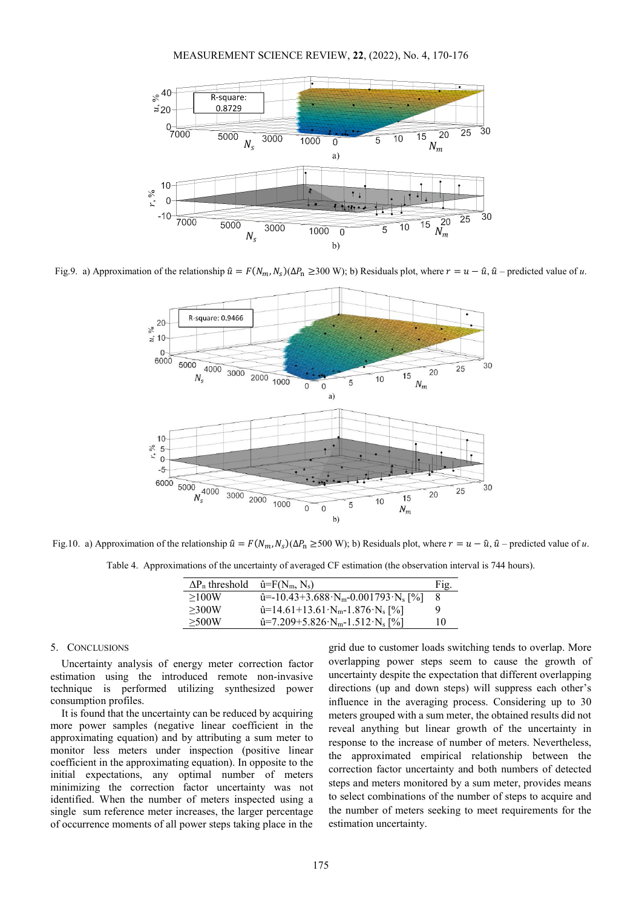Fig.9. a) Approximation of the relationship $\hat{u} = F(N_m, N_s)(\Delta P_n \geq 300 \text{ W})$; b) Residuals plot, where $r = u - \hat{u}$, $\hat{u}$ – predicted value of $u$.

Fig.10. a) Approximation of the relationship $\hat{u} = F(N_m, N_s)(\Delta P_n \geq 500 \text{ W})$; b) Residuals plot, where $r = u - \hat{u}$, $\hat{u}$ – predicted value of $u$.

Table 4. Approximations of the uncertainty of averaged CF estimation (the observation interval is 744 hours).

| $\Delta P_n$ threshold | $\hat{u}=F(N_m, N_s)$ | Fig. |
|---|---|---|
| ≥100W | $\hat{u}=-10.43+3.688 \cdot N_m-0.001793 \cdot N_s$ [%] | 8 |
| ≥300W | $\hat{u}=14.61+13.61 \cdot N_m-1.876 \cdot N_s$ [%] | 9 |
| ≥500W | $\hat{u}=7.209+5.826 \cdot N_m-1.512 \cdot N_s$ [%] | 10 |

## 5. Conclusions

Uncertainty analysis of energy meter correction factor estimation using the introduced remote non-invasive technique is performed utilizing synthesized power consumption profiles.

It is found that the uncertainty can be reduced by acquiring more power samples (negative linear coefficient in the approximating equation) and by attributing a sum meter to monitor less meters under inspection (positive linear coefficient in the approximating equation). In opposite to the initial expectations, any optimal number of meters minimizing the correction factor uncertainty was not identified. When the number of meters inspected using a single sum reference meter increases, the larger percentage of occurrence moments of all power steps taking place in the grid due to customer loads switching tends to overlap. More overlapping power steps seem to cause the growth of uncertainty despite the expectation that different overlapping directions (up and down steps) will suppress each other's influence in the averaging process. Considering up to 30 meters grouped with a sum meter, the obtained results did not reveal anything but linear growth of the uncertainty in response to the increase of number of meters. Nevertheless, the approximated empirical relationship between the correction factor uncertainty and both numbers of detected steps and meters monitored by a sum meter, provides means to select combinations of the number of steps to acquire and the number of meters seeking to meet requirements for the estimation uncertainty.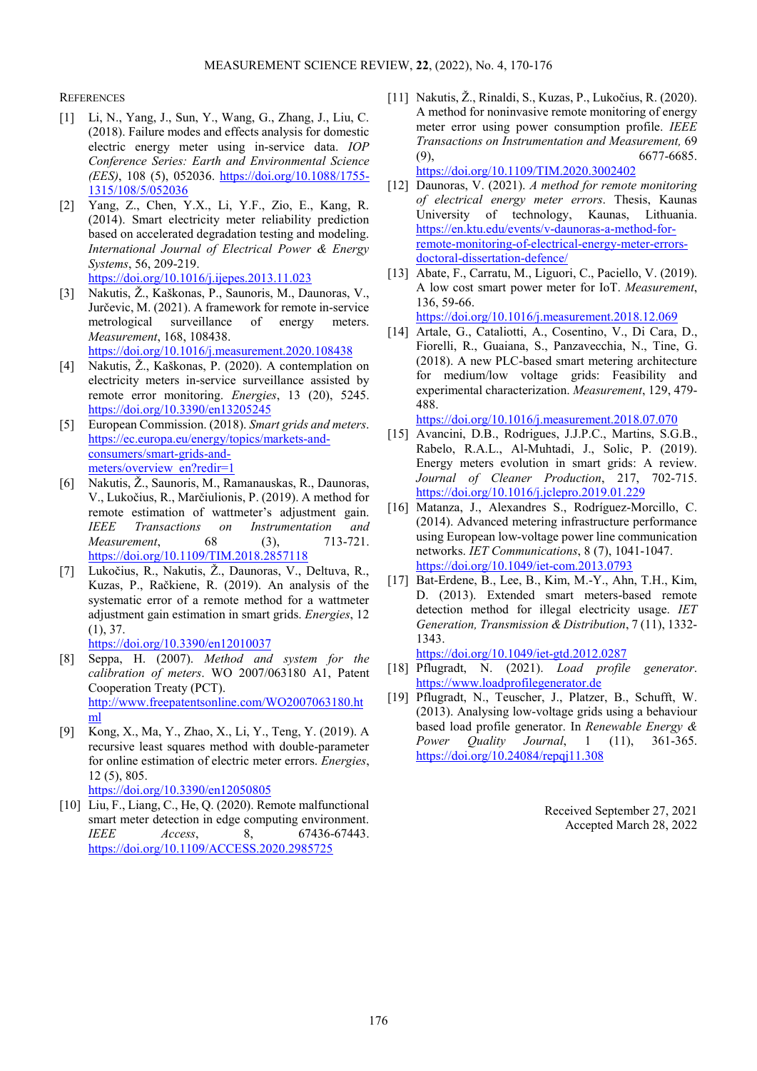## REFERENCES

[1] Li, N., Yang, J., Sun, Y., Wang, G., Zhang, J., Liu, C. (2018). Failure modes and effects analysis for domestic electric energy meter using in-service data. *IOP Conference Series: Earth and Environmental Science (EES)*, 108 (5), 052036. https://doi.org/10.1088/1755-1315/108/5/052036

[2] Yang, Z., Chen, Y.X., Li, Y.F., Zio, E., Kang, R. (2014). Smart electricity meter reliability prediction based on accelerated degradation testing and modeling. *International Journal of Electrical Power & Energy Systems*, 56, 209-219. https://doi.org/10.1016/j.ijepes.2013.11.023

[3] Nakutis, Ž., Kaškonas, P., Saunoris, M., Daunoras, V., Jurčevic, M. (2021). A framework for remote in-service metrological surveillance of energy meters. *Measurement*, 168, 108438. https://doi.org/10.1016/j.measurement.2020.108438

[4] Nakutis, Ž., Kaškonas, P. (2020). A contemplation on electricity meters in-service surveillance assisted by remote error monitoring. *Energies*, 13 (20), 5245. https://doi.org/10.3390/en13205245

[5] European Commission. (2018). *Smart grids and meters*. https://ec.europa.eu/energy/topics/markets-and-consumers/smart-grids-and-meters/overview_en?redir=1

[6] Nakutis, Ž., Saunoris, M., Ramanauskas, R., Daunoras, V., Lukočius, R., Marčiulionis, P. (2019). A method for remote estimation of wattmeter's adjustment gain. *IEEE Transactions on Instrumentation and Measurement*, 68 (3), 713-721. https://doi.org/10.1109/TIM.2018.2857118

[7] Lukočius, R., Nakutis, Ž., Daunoras, V., Deltuva, R., Kuzas, P., Račkiene, R. (2019). An analysis of the systematic error of a remote method for a wattmeter adjustment gain estimation in smart grids. *Energies*, 12 (1), 37. https://doi.org/10.3390/en12010037

[8] Seppa, H. (2007). *Method and system for the calibration of meters*. WO 2007/063180 A1, Patent Cooperation Treaty (PCT). http://www.freepatentsonline.com/WO2007063180.html

[9] Kong, X., Ma, Y., Zhao, X., Li, Y., Teng, Y. (2019). A recursive least squares method with double-parameter for online estimation of electric meter errors. *Energies*, 12 (5), 805. https://doi.org/10.3390/en12050805

[10] Liu, F., Liang, C., He, Q. (2020). Remote malfunctional smart meter detection in edge computing environment. *IEEE Access*, 8, 67436-67443. https://doi.org/10.1109/ACCESS.2020.2985725

[11] Nakutis, Ž., Rinaldi, S., Kuzas, P., Lukočius, R. (2020). A method for noninvasive remote monitoring of energy meter error using power consumption profile. *IEEE Transactions on Instrumentation and Measurement,* 69 (9), 6677-6685. https://doi.org/10.1109/TIM.2020.3002402

[12] Daunoras, V. (2021). *A method for remote monitoring of electrical energy meter errors*. Thesis, Kaunas University of technology, Kaunas, Lithuania. https://en.ktu.edu/events/v-daunoras-a-method-for-remote-monitoring-of-electrical-energy-meter-errors-doctoral-dissertation-defence/

[13] Abate, F., Carratu, M., Liguori, C., Paciello, V. (2019). A low cost smart power meter for IoT. *Measurement*, 136, 59-66. https://doi.org/10.1016/j.measurement.2018.12.069

[14] Artale, G., Cataliotti, A., Cosentino, V., Di Cara, D., Fiorelli, R., Guaiana, S., Panzavecchia, N., Tine, G. (2018). A new PLC-based smart metering architecture for medium/low voltage grids: Feasibility and experimental characterization. *Measurement*, 129, 479-488. https://doi.org/10.1016/j.measurement.2018.07.070

[15] Avancini, D.B., Rodrigues, J.J.P.C., Martins, S.G.B., Rabelo, R.A.L., Al-Muhtadi, J., Solic, P. (2019). Energy meters evolution in smart grids: A review. *Journal of Cleaner Production*, 217, 702-715. https://doi.org/10.1016/j.jclepro.2019.01.229

[16] Matanza, J., Alexandres S., Rodríguez-Morcillo, C. (2014). Advanced metering infrastructure performance using European low-voltage power line communication networks. *IET Communications*, 8 (7), 1041-1047. https://doi.org/10.1049/iet-com.2013.0793

[17] Bat-Erdene, B., Lee, B., Kim, M.-Y., Ahn, T.H., Kim, D. (2013). Extended smart meters-based remote detection method for illegal electricity usage. *IET Generation, Transmission & Distribution*, 7 (11), 1332-1343. https://doi.org/10.1049/iet-gtd.2012.0287

[18] Pflugradt, N. (2021). *Load profile generator*. https://www.loadprofilegenerator.de

[19] Pflugradt, N., Teuscher, J., Platzer, B., Schufft, W. (2013). Analysing low-voltage grids using a behaviour based load profile generator. In *Renewable Energy & Power Quality Journal*, 1 (11), 361-365. https://doi.org/10.24084/repqj11.308

Received September 27, 2021
Accepted March 28, 2022